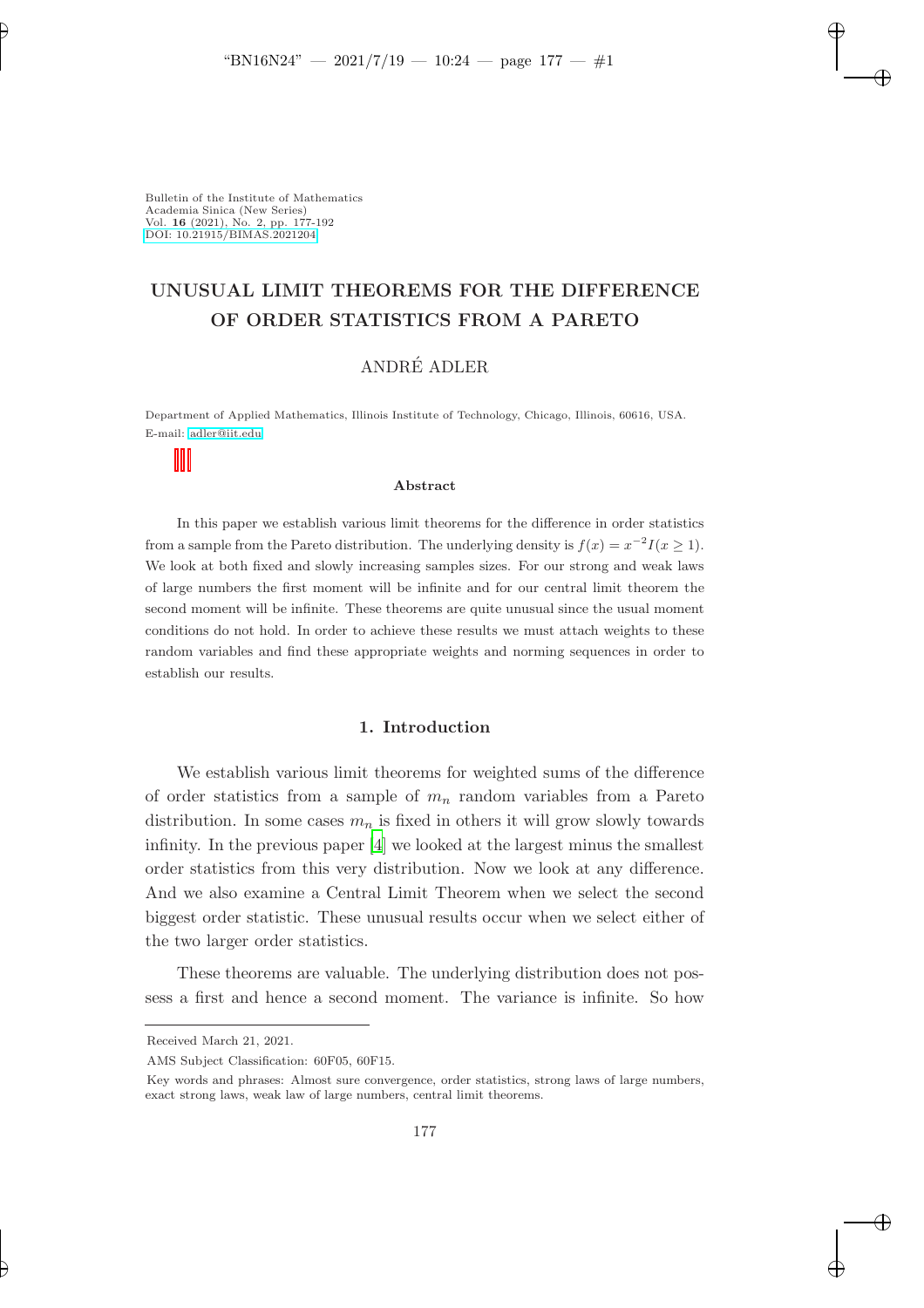Bulletin of the Institute of Mathematics
Academia Sinica (New Series)
Vol. **16** (2021), No. 2, pp. 177-192
DOI: 10.21915/BIMAS.2021204

# UNUSUAL LIMIT THEOREMS FOR THE DIFFERENCE OF ORDER STATISTICS FROM A PARETO

ANDRÉ ADLER

Department of Applied Mathematics, Illinois Institute of Technology, Chicago, Illinois, 60616, USA.
E-mail: adler@iit.edu

### Abstract

In this paper we establish various limit theorems for the difference in order statistics from a sample from the Pareto distribution. The underlying density is $f(x) = x^{-2}I(x \geq 1)$. We look at both fixed and slowly increasing samples sizes. For our strong and weak laws of large numbers the first moment will be infinite and for our central limit theorem the second moment will be infinite. These theorems are quite unusual since the usual moment conditions do not hold. In order to achieve these results we must attach weights to these random variables and find these appropriate weights and norming sequences in order to establish our results.

## 1. Introduction

We establish various limit theorems for weighted sums of the difference of order statistics from a sample of $m_n$ random variables from a Pareto distribution. In some cases $m_n$ is fixed in others it will grow slowly towards infinity. In the previous paper [4] we looked at the largest minus the smallest order statistics from this very distribution. Now we look at any difference. And we also examine a Central Limit Theorem when we select the second biggest order statistic. These unusual results occur when we select either of the two larger order statistics.

These theorems are valuable. The underlying distribution does not possess a first and hence a second moment. The variance is infinite. So how

Received March 21, 2021.

AMS Subject Classification: 60F05, 60F15.

Key words and phrases: Almost sure convergence, order statistics, strong laws of large numbers, exact strong laws, weak law of large numbers, central limit theorems.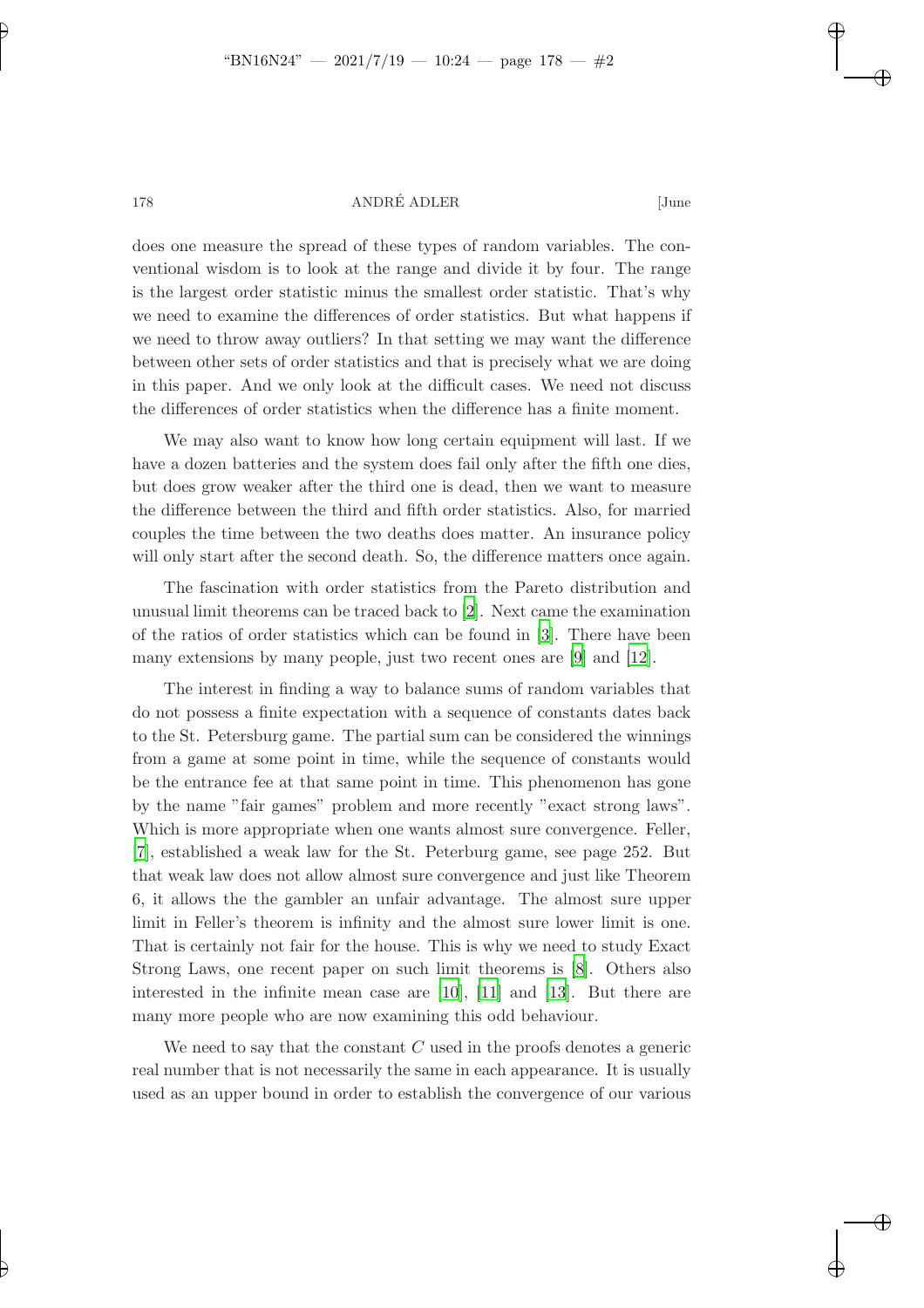does one measure the spread of these types of random variables. The conventional wisdom is to look at the range and divide it by four. The range is the largest order statistic minus the smallest order statistic. That's why we need to examine the differences of order statistics. But what happens if we need to throw away outliers? In that setting we may want the difference between other sets of order statistics and that is precisely what we are doing in this paper. And we only look at the difficult cases. We need not discuss the differences of order statistics when the difference has a finite moment.

We may also want to know how long certain equipment will last. If we have a dozen batteries and the system does fail only after the fifth one dies, but does grow weaker after the third one is dead, then we want to measure the difference between the third and fifth order statistics. Also, for married couples the time between the two deaths does matter. An insurance policy will only start after the second death. So, the difference matters once again.

The fascination with order statistics from the Pareto distribution and unusual limit theorems can be traced back to [2]. Next came the examination of the ratios of order statistics which can be found in [3]. There have been many extensions by many people, just two recent ones are [9] and [12].

The interest in finding a way to balance sums of random variables that do not possess a finite expectation with a sequence of constants dates back to the St. Petersburg game. The partial sum can be considered the winnings from a game at some point in time, while the sequence of constants would be the entrance fee at that same point in time. This phenomenon has gone by the name "fair games" problem and more recently "exact strong laws". Which is more appropriate when one wants almost sure convergence. Feller, [7], established a weak law for the St. Peterburg game, see page 252. But that weak law does not allow almost sure convergence and just like Theorem 6, it allows the the gambler an unfair advantage. The almost sure upper limit in Feller's theorem is infinity and the almost sure lower limit is one. That is certainly not fair for the house. This is why we need to study Exact Strong Laws, one recent paper on such limit theorems is [8]. Others also interested in the infinite mean case are [10], [11] and [13]. But there are many more people who are now examining this odd behaviour.

We need to say that the constant $C$ used in the proofs denotes a generic real number that is not necessarily the same in each appearance. It is usually used as an upper bound in order to establish the convergence of our various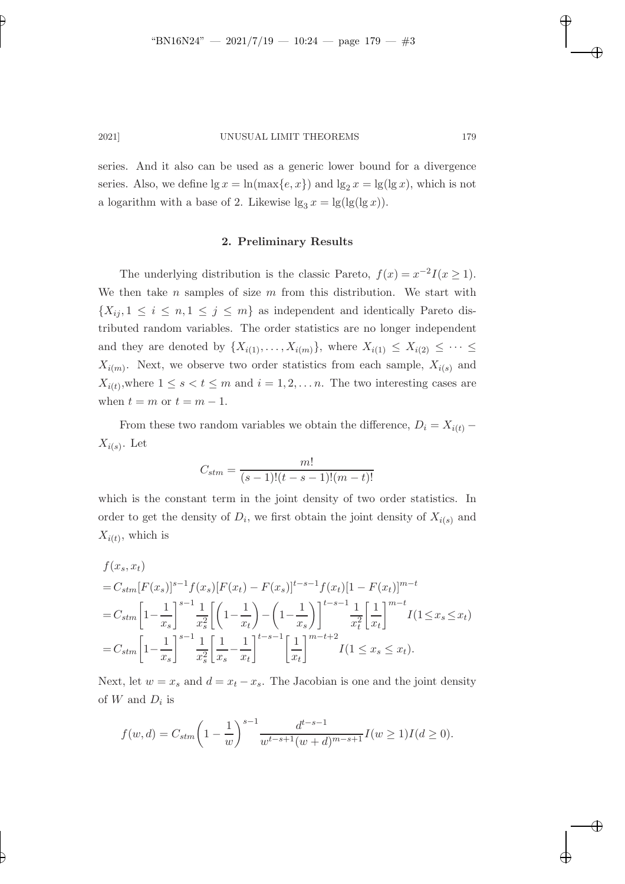series. And it also can be used as a generic lower bound for a divergence series. Also, we define $\lg x = \ln(\max\{e, x\})$ and $\lg_2 x = \lg(\lg x)$, which is not a logarithm with a base of 2. Likewise $\lg_3 x = \lg(\lg(\lg x))$.

## 2. Preliminary Results

The underlying distribution is the classic Pareto, $f(x) = x^{-2} I(x \geq 1)$. We then take $n$ samples of size $m$ from this distribution. We start with $\{X_{ij}, 1 \leq i \leq n, 1 \leq j \leq m\}$ as independent and identically Pareto distributed random variables. The order statistics are no longer independent and they are denoted by $\{X_{i(1)}, \ldots, X_{i(m)}\}$, where $X_{i(1)} \leq X_{i(2)} \leq \cdots \leq X_{i(m)}$. Next, we observe two order statistics from each sample, $X_{i(s)}$ and $X_{i(t)}$,where $1 \leq s < t \leq m$ and $i = 1, 2, \ldots n$. The two interesting cases are when $t = m$ or $t = m - 1$.

From these two random variables we obtain the difference, $D_i = X_{i(t)} - X_{i(s)}$. Let

$$C_{stm} = \frac{m!}{(s-1)!(t-s-1)!(m-t)!}$$

which is the constant term in the joint density of two order statistics. In order to get the density of $D_i$, we first obtain the joint density of $X_{i(s)}$ and $X_{i(t)}$, which is

$$\begin{aligned}
& f(x_s, x_t) \\
&= C_{stm}[F(x_s)]^{s-1} f(x_s)[F(x_t) - F(x_s)]^{t-s-1} f(x_t)[1 - F(x_t)]^{m-t} \\
&= C_{stm}\left[1 - \frac{1}{x_s}\right]^{s-1} \frac{1}{x_s^2}\left[\left(1 - \frac{1}{x_t}\right) - \left(1 - \frac{1}{x_s}\right)\right]^{t-s-1} \frac{1}{x_t^2}\left[\frac{1}{x_t}\right]^{m-t} I(1 \leq x_s \leq x_t) \\
&= C_{stm}\left[1 - \frac{1}{x_s}\right]^{s-1} \frac{1}{x_s^2}\left[\frac{1}{x_s} - \frac{1}{x_t}\right]^{t-s-1}\left[\frac{1}{x_t}\right]^{m-t+2} I(1 \leq x_s \leq x_t).
\end{aligned}$$

Next, let $w = x_s$ and $d = x_t - x_s$. The Jacobian is one and the joint density of $W$ and $D_i$ is

$$f(w, d) = C_{stm}\left(1 - \frac{1}{w}\right)^{s-1} \frac{d^{t-s-1}}{w^{t-s+1}(w+d)^{m-s+1}} I(w \geq 1) I(d \geq 0).$$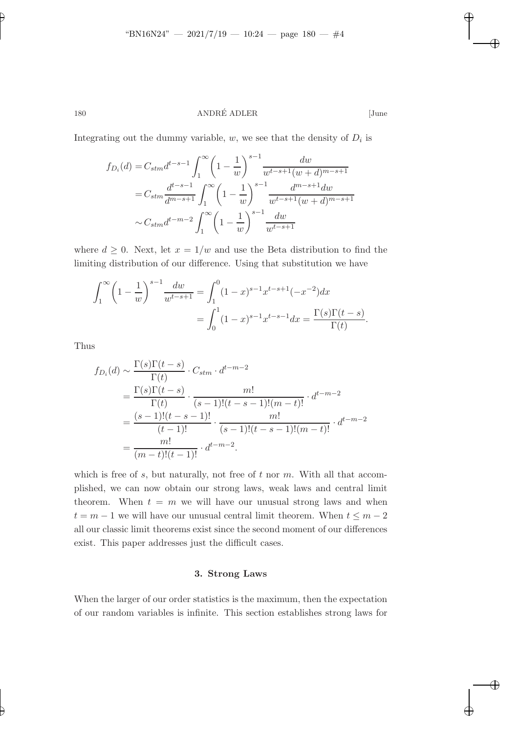Integrating out the dummy variable, $w$, we see that the density of $D_i$ is

$$
\begin{aligned}
f_{D_i}(d) &= C_{stm} d^{t-s-1} \int_1^\infty \left(1 - \frac{1}{w}\right)^{s-1} \frac{dw}{w^{t-s+1}(w+d)^{m-s+1}} \\
&= C_{stm} \frac{d^{t-s-1}}{d^{m-s+1}} \int_1^\infty \left(1 - \frac{1}{w}\right)^{s-1} \frac{d^{m-s+1} dw}{w^{t-s+1}(w+d)^{m-s+1}} \\
&\sim C_{stm} d^{t-m-2} \int_1^\infty \left(1 - \frac{1}{w}\right)^{s-1} \frac{dw}{w^{t-s+1}}
\end{aligned}
$$

where $d \geq 0$. Next, let $x = 1/w$ and use the Beta distribution to find the limiting distribution of our difference. Using that substitution we have

$$
\begin{aligned}
\int_1^\infty \left(1 - \frac{1}{w}\right)^{s-1} \frac{dw}{w^{t-s+1}} &= \int_1^0 (1-x)^{s-1} x^{t-s+1} (-x^{-2}) dx \\
&= \int_0^1 (1-x)^{s-1} x^{t-s-1} dx = \frac{\Gamma(s)\Gamma(t-s)}{\Gamma(t)}.
\end{aligned}
$$

Thus

$$
\begin{aligned}
f_{D_i}(d) &\sim \frac{\Gamma(s)\Gamma(t-s)}{\Gamma(t)} \cdot C_{stm} \cdot d^{t-m-2} \\
&= \frac{\Gamma(s)\Gamma(t-s)}{\Gamma(t)} \cdot \frac{m!}{(s-1)!(t-s-1)!(m-t)!} \cdot d^{t-m-2} \\
&= \frac{(s-1)!(t-s-1)!}{(t-1)!} \cdot \frac{m!}{(s-1)!(t-s-1)!(m-t)!} \cdot d^{t-m-2} \\
&= \frac{m!}{(m-t)!(t-1)!} \cdot d^{t-m-2}.
\end{aligned}
$$

which is free of $s$, but naturally, not free of $t$ nor $m$. With all that accomplished, we can now obtain our strong laws, weak laws and central limit theorem. When $t = m$ we will have our unusual strong laws and when $t = m-1$ we will have our unusual central limit theorem. When $t \leq m-2$ all our classic limit theorems exist since the second moment of our differences exist. This paper addresses just the difficult cases.

## 3. Strong Laws

When the larger of our order statistics is the maximum, then the expectation of our random variables is infinite. This section establishes strong laws for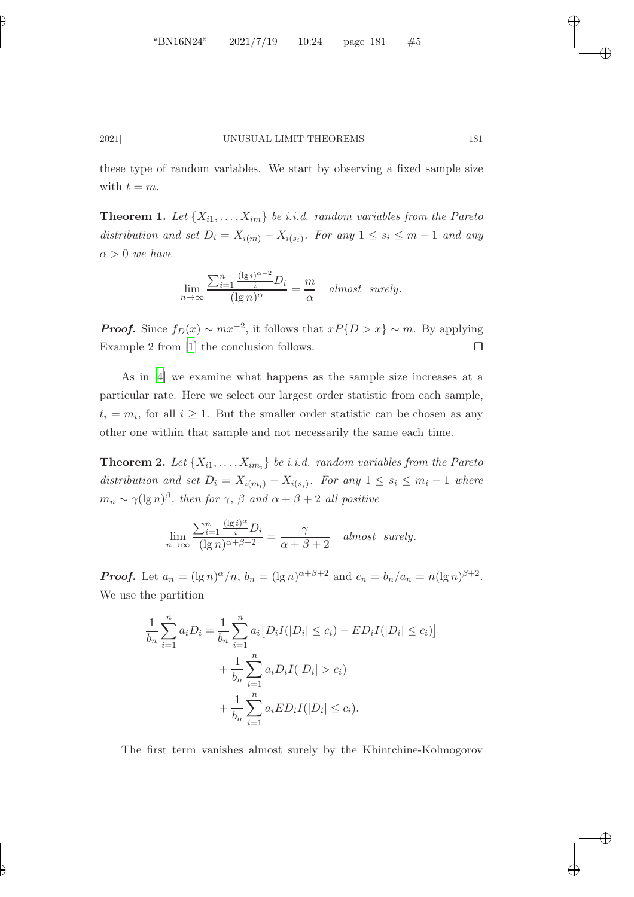these type of random variables. We start by observing a fixed sample size with $t = m$.

**Theorem 1.** *Let $\{X_{i1}, \ldots, X_{im}\}$ be i.i.d. random variables from the Pareto distribution and set $D_i = X_{i(m)} - X_{i(s_i)}$. For any $1 \le s_i \le m-1$ and any $\alpha > 0$ we have*

$$\lim_{n\to\infty} \frac{\sum_{i=1}^{n} \frac{(\lg i)^{\alpha-2}}{i} D_i}{(\lg n)^{\alpha}} = \frac{m}{\alpha} \quad \textit{almost surely.}$$

***Proof.*** Since $f_D(x) \sim mx^{-2}$, it follows that $xP\{D > x\} \sim m$. By applying Example 2 from [1] the conclusion follows. $\square$

As in [4] we examine what happens as the sample size increases at a particular rate. Here we select our largest order statistic from each sample, $t_i = m_i$, for all $i \ge 1$. But the smaller order statistic can be chosen as any other one within that sample and not necessarily the same each time.

**Theorem 2.** *Let $\{X_{i1}, \ldots, X_{im_i}\}$ be i.i.d. random variables from the Pareto distribution and set $D_i = X_{i(m_i)} - X_{i(s_i)}$. For any $1 \le s_i \le m_i - 1$ where $m_n \sim \gamma(\lg n)^{\beta}$, then for $\gamma$, $\beta$ and $\alpha + \beta + 2$ all positive*

$$\lim_{n\to\infty} \frac{\sum_{i=1}^{n} \frac{(\lg i)^{\alpha}}{i} D_i}{(\lg n)^{\alpha+\beta+2}} = \frac{\gamma}{\alpha+\beta+2} \quad \textit{almost surely.}$$

***Proof.*** Let $a_n = (\lg n)^{\alpha}/n$, $b_n = (\lg n)^{\alpha+\beta+2}$ and $c_n = b_n/a_n = n(\lg n)^{\beta+2}$. We use the partition

$$\begin{aligned}
\frac{1}{b_n}\sum_{i=1}^{n} a_i D_i &= \frac{1}{b_n}\sum_{i=1}^{n} a_i\big[D_i I(|D_i| \le c_i) - ED_i I(|D_i| \le c_i)\big] \\
&\quad + \frac{1}{b_n}\sum_{i=1}^{n} a_i D_i I(|D_i| > c_i) \\
&\quad + \frac{1}{b_n}\sum_{i=1}^{n} a_i ED_i I(|D_i| \le c_i).
\end{aligned}$$

The first term vanishes almost surely by the Khintchine-Kolmogorov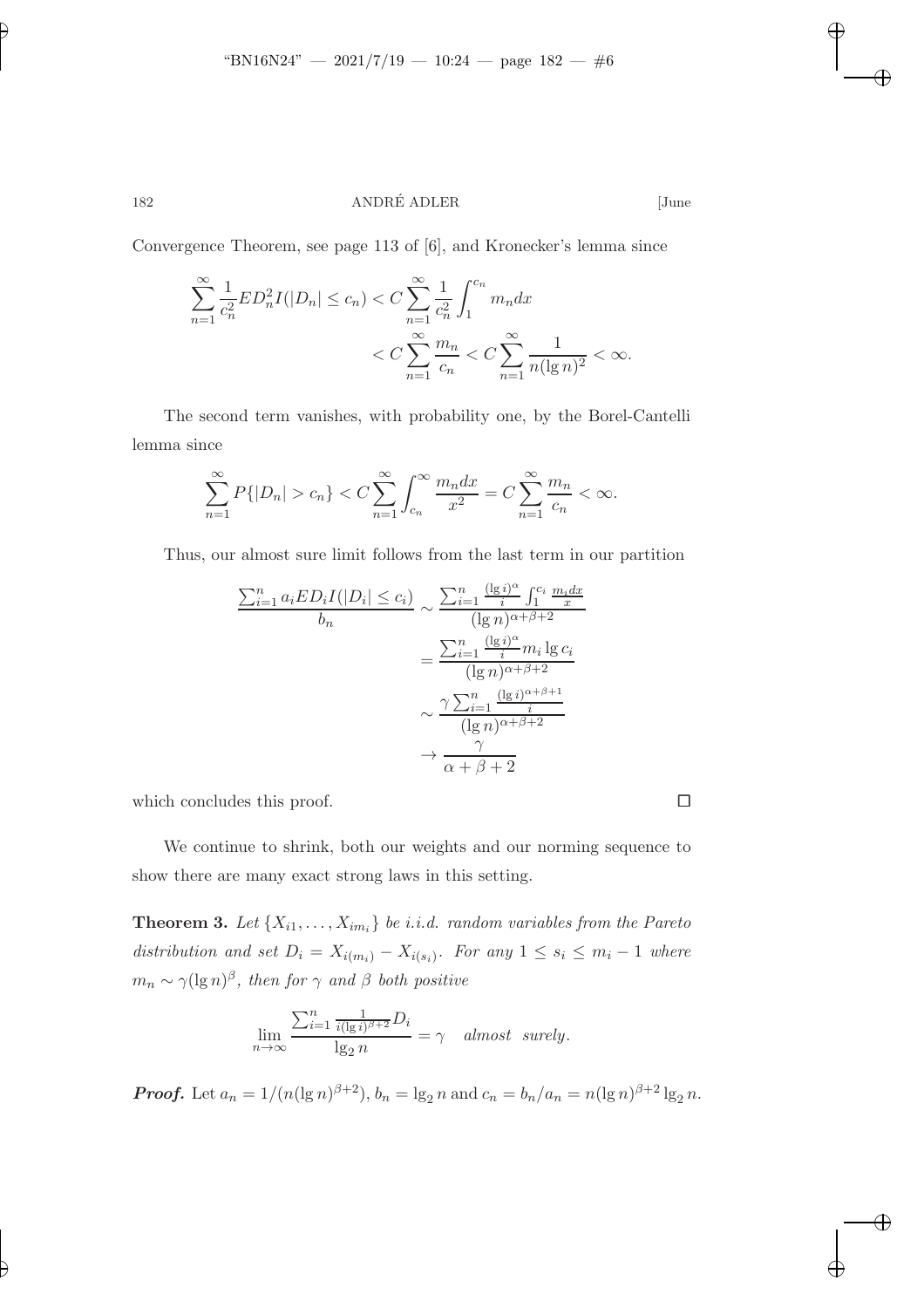Convergence Theorem, see page 113 of [6], and Kronecker's lemma since

$$\sum_{n=1}^{\infty} \frac{1}{c_n^2} ED_n^2 I(|D_n| \le c_n) < C \sum_{n=1}^{\infty} \frac{1}{c_n^2} \int_1^{c_n} m_n dx$$
$$< C \sum_{n=1}^{\infty} \frac{m_n}{c_n} < C \sum_{n=1}^{\infty} \frac{1}{n(\lg n)^2} < \infty.$$

The second term vanishes, with probability one, by the Borel-Cantelli lemma since

$$\sum_{n=1}^{\infty} P\{|D_n| > c_n\} < C \sum_{n=1}^{\infty} \int_{c_n}^{\infty} \frac{m_n dx}{x^2} = C \sum_{n=1}^{\infty} \frac{m_n}{c_n} < \infty.$$

Thus, our almost sure limit follows from the last term in our partition

$$\frac{\sum_{i=1}^n a_i ED_i I(|D_i| \le c_i)}{b_n} \sim \frac{\sum_{i=1}^n \frac{(\lg i)^\alpha}{i} \int_1^{c_i} \frac{m_i dx}{x}}{(\lg n)^{\alpha+\beta+2}}$$
$$= \frac{\sum_{i=1}^n \frac{(\lg i)^\alpha}{i} m_i \lg c_i}{(\lg n)^{\alpha+\beta+2}}$$
$$\sim \frac{\gamma \sum_{i=1}^n \frac{(\lg i)^{\alpha+\beta+1}}{i}}{(\lg n)^{\alpha+\beta+2}}$$
$$\to \frac{\gamma}{\alpha+\beta+2}$$

which concludes this proof. □

We continue to shrink, both our weights and our norming sequence to show there are many exact strong laws in this setting.

**Theorem 3.** *Let $\{X_{i1}, \ldots, X_{im_i}\}$ be i.i.d. random variables from the Pareto distribution and set $D_i = X_{i(m_i)} - X_{i(s_i)}$. For any $1 \le s_i \le m_i - 1$ where $m_n \sim \gamma(\lg n)^\beta$, then for $\gamma$ and $\beta$ both positive*

$$\lim_{n\to\infty} \frac{\sum_{i=1}^n \frac{1}{i(\lg i)^{\beta+2}} D_i}{\lg_2 n} = \gamma \quad \textit{almost surely}.$$

***Proof.*** Let $a_n = 1/(n(\lg n)^{\beta+2})$, $b_n = \lg_2 n$ and $c_n = b_n/a_n = n(\lg n)^{\beta+2} \lg_2 n$.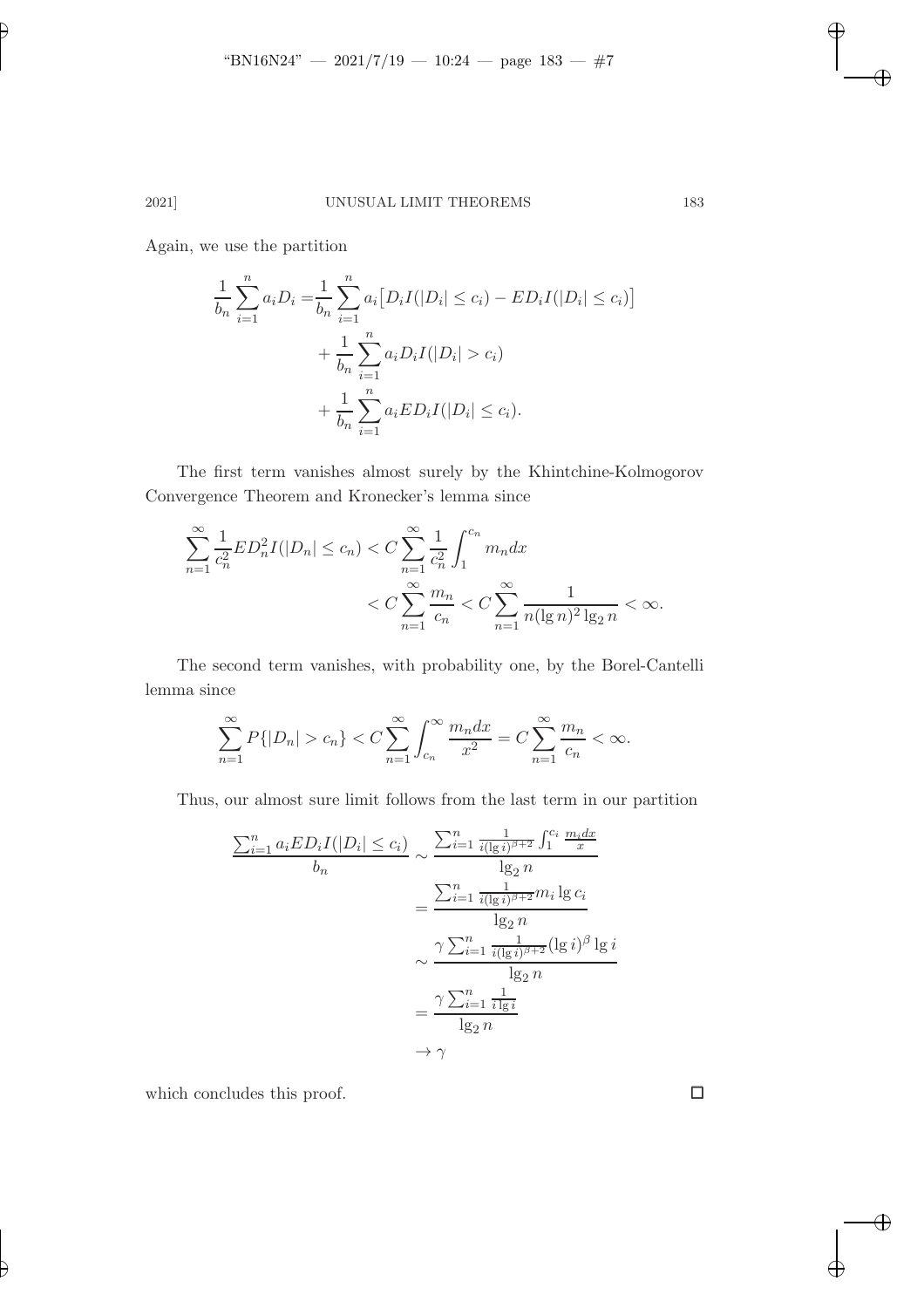Again, we use the partition

$$
\begin{aligned}
\frac{1}{b_n}\sum_{i=1}^{n} a_i D_i =& \frac{1}{b_n}\sum_{i=1}^{n} a_i\big[D_i I(|D_i|\le c_i) - ED_i I(|D_i|\le c_i)\big] \\
&+ \frac{1}{b_n}\sum_{i=1}^{n} a_i D_i I(|D_i| > c_i) \\
&+ \frac{1}{b_n}\sum_{i=1}^{n} a_i ED_i I(|D_i|\le c_i).
\end{aligned}
$$

The first term vanishes almost surely by the Khintchine-Kolmogorov Convergence Theorem and Kronecker's lemma since

$$
\begin{aligned}
\sum_{n=1}^{\infty}\frac{1}{c_n^2} ED_n^2 I(|D_n|\le c_n) &< C\sum_{n=1}^{\infty}\frac{1}{c_n^2}\int_1^{c_n} m_n dx \\
&< C\sum_{n=1}^{\infty}\frac{m_n}{c_n} < C\sum_{n=1}^{\infty}\frac{1}{n(\lg n)^2 \lg_2 n} < \infty.
\end{aligned}
$$

The second term vanishes, with probability one, by the Borel-Cantelli lemma since

$$
\sum_{n=1}^{\infty} P\{|D_n| > c_n\} < C\sum_{n=1}^{\infty}\int_{c_n}^{\infty}\frac{m_n dx}{x^2} = C\sum_{n=1}^{\infty}\frac{m_n}{c_n} < \infty.
$$

Thus, our almost sure limit follows from the last term in our partition

$$
\begin{aligned}
\frac{\sum_{i=1}^{n} a_i ED_i I(|D_i|\le c_i)}{b_n} &\sim \frac{\sum_{i=1}^{n}\frac{1}{i(\lg i)^{\beta+2}}\int_1^{c_i}\frac{m_i dx}{x}}{\lg_2 n} \\
&= \frac{\sum_{i=1}^{n}\frac{1}{i(\lg i)^{\beta+2}} m_i \lg c_i}{\lg_2 n} \\
&\sim \frac{\gamma\sum_{i=1}^{n}\frac{1}{i(\lg i)^{\beta+2}}(\lg i)^{\beta}\lg i}{\lg_2 n} \\
&= \frac{\gamma\sum_{i=1}^{n}\frac{1}{i\lg i}}{\lg_2 n} \\
&\to \gamma
\end{aligned}
$$

which concludes this proof. □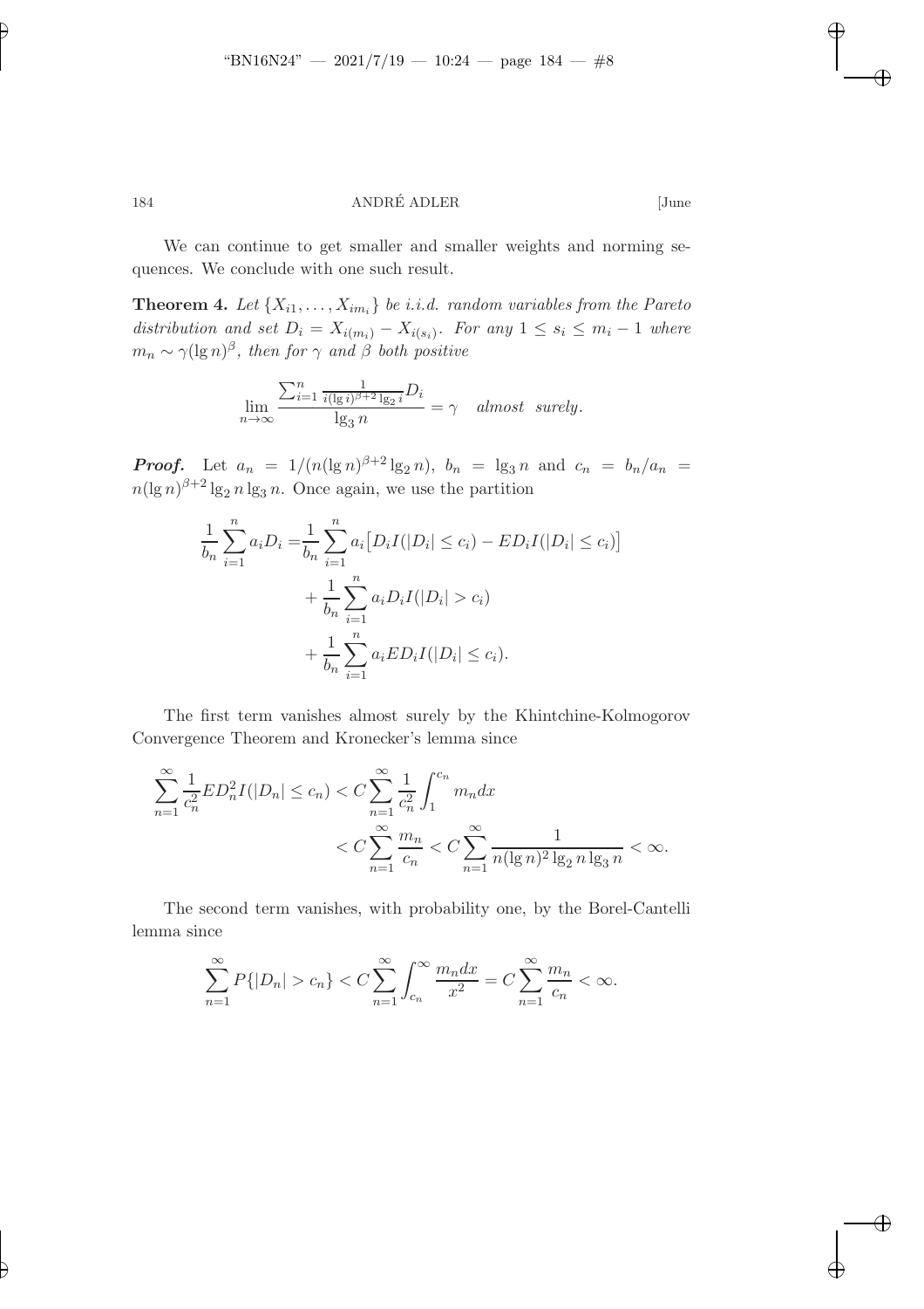We can continue to get smaller and smaller weights and norming sequences. We conclude with one such result.

**Theorem 4.** *Let $\{X_{i1}, \ldots, X_{im_i}\}$ be i.i.d. random variables from the Pareto distribution and set $D_i = X_{i(m_i)} - X_{i(s_i)}$. For any $1 \le s_i \le m_i - 1$ where $m_n \sim \gamma(\lg n)^\beta$, then for $\gamma$ and $\beta$ both positive*

$$\lim_{n\to\infty} \frac{\sum_{i=1}^n \frac{1}{i(\lg i)^{\beta+2}\lg_2 i} D_i}{\lg_3 n} = \gamma \quad \textit{almost surely}.$$

***Proof.*** Let $a_n = 1/(n(\lg n)^{\beta+2}\lg_2 n)$, $b_n = \lg_3 n$ and $c_n = b_n/a_n = n(\lg n)^{\beta+2}\lg_2 n \lg_3 n$. Once again, we use the partition

$$\begin{aligned}
\frac{1}{b_n}\sum_{i=1}^n a_i D_i =& \frac{1}{b_n}\sum_{i=1}^n a_i\big[D_i I(|D_i| \le c_i) - ED_i I(|D_i| \le c_i)\big] \\
&+ \frac{1}{b_n}\sum_{i=1}^n a_i D_i I(|D_i| > c_i) \\
&+ \frac{1}{b_n}\sum_{i=1}^n a_i ED_i I(|D_i| \le c_i).
\end{aligned}$$

The first term vanishes almost surely by the Khintchine-Kolmogorov Convergence Theorem and Kronecker's lemma since

$$\begin{aligned}
\sum_{n=1}^\infty \frac{1}{c_n^2} ED_n^2 I(|D_n| \le c_n) &< C\sum_{n=1}^\infty \frac{1}{c_n^2}\int_1^{c_n} m_n dx \\
&< C\sum_{n=1}^\infty \frac{m_n}{c_n} < C\sum_{n=1}^\infty \frac{1}{n(\lg n)^2 \lg_2 n \lg_3 n} < \infty.
\end{aligned}$$

The second term vanishes, with probability one, by the Borel-Cantelli lemma since

$$\sum_{n=1}^\infty P\{|D_n| > c_n\} < C\sum_{n=1}^\infty \int_{c_n}^\infty \frac{m_n dx}{x^2} = C\sum_{n=1}^\infty \frac{m_n}{c_n} < \infty.$$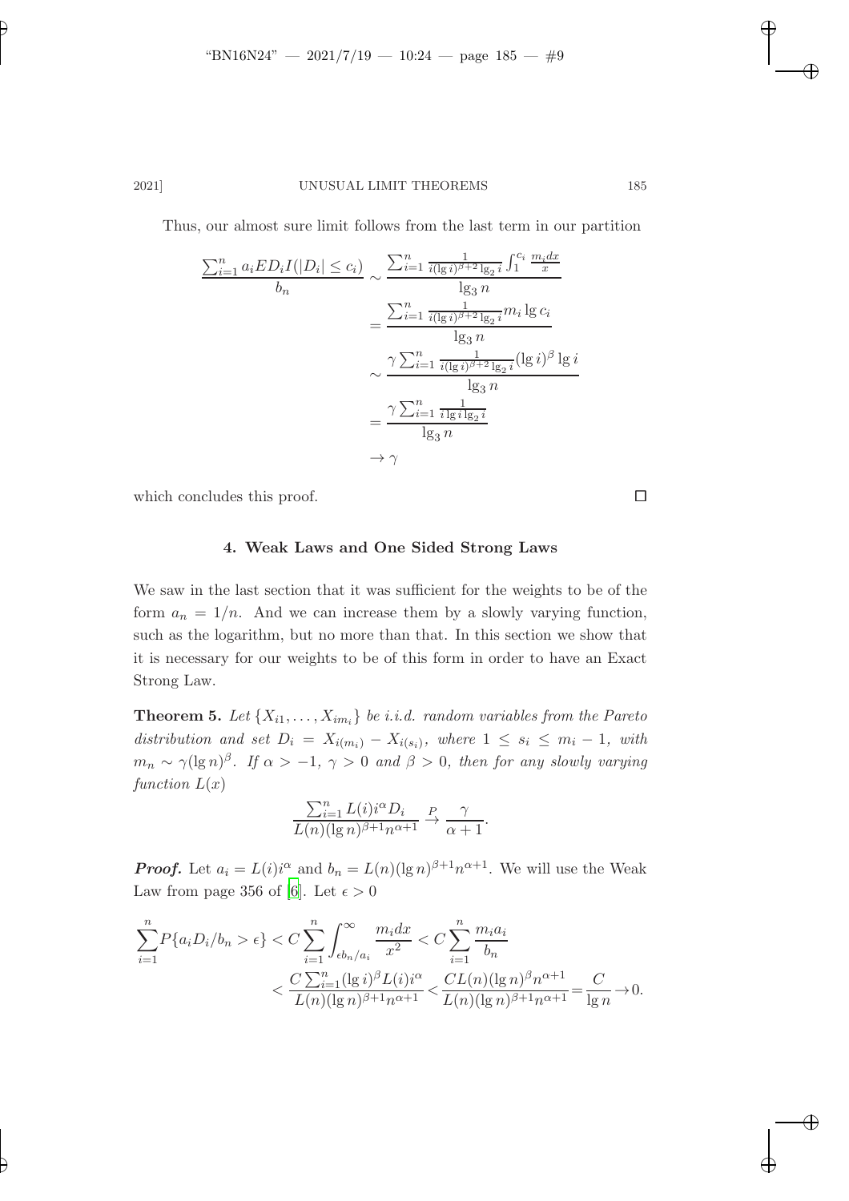Thus, our almost sure limit follows from the last term in our partition

$$
\begin{aligned}
\frac{\sum_{i=1}^n a_i E D_i I(|D_i| \le c_i)}{b_n} &\sim \frac{\sum_{i=1}^n \frac{1}{i(\lg i)^{\beta+2}\lg_2 i}\int_1^{c_i}\frac{m_i dx}{x}}{\lg_3 n} \\
&= \frac{\sum_{i=1}^n \frac{1}{i(\lg i)^{\beta+2}\lg_2 i} m_i \lg c_i}{\lg_3 n} \\
&\sim \frac{\gamma \sum_{i=1}^n \frac{1}{i(\lg i)^{\beta+2}\lg_2 i}(\lg i)^\beta \lg i}{\lg_3 n} \\
&= \frac{\gamma \sum_{i=1}^n \frac{1}{i \lg i \lg_2 i}}{\lg_3 n} \\
&\to \gamma
\end{aligned}
$$

which concludes this proof. □

## 4. Weak Laws and One Sided Strong Laws

We saw in the last section that it was sufficient for the weights to be of the form $a_n = 1/n$. And we can increase them by a slowly varying function, such as the logarithm, but no more than that. In this section we show that it is necessary for our weights to be of this form in order to have an Exact Strong Law.

**Theorem 5.** *Let $\{X_{i1}, \ldots, X_{im_i}\}$ be i.i.d. random variables from the Pareto distribution and set $D_i = X_{i(m_i)} - X_{i(s_i)}$, where $1 \le s_i \le m_i - 1$, with $m_n \sim \gamma(\lg n)^\beta$. If $\alpha > -1$, $\gamma > 0$ and $\beta > 0$, then for any slowly varying function $L(x)$*

$$\frac{\sum_{i=1}^n L(i) i^\alpha D_i}{L(n)(\lg n)^{\beta+1} n^{\alpha+1}} \xrightarrow{P} \frac{\gamma}{\alpha+1}.$$

***Proof.*** Let $a_i = L(i)i^\alpha$ and $b_n = L(n)(\lg n)^{\beta+1}n^{\alpha+1}$. We will use the Weak Law from page 356 of [6]. Let $\epsilon > 0$

$$
\begin{aligned}
\sum_{i=1}^n P\{a_i D_i / b_n > \epsilon\} &< C \sum_{i=1}^n \int_{\epsilon b_n / a_i}^\infty \frac{m_i dx}{x^2} < C \sum_{i=1}^n \frac{m_i a_i}{b_n} \\
&< \frac{C \sum_{i=1}^n (\lg i)^\beta L(i) i^\alpha}{L(n)(\lg n)^{\beta+1} n^{\alpha+1}} < \frac{C L(n)(\lg n)^\beta n^{\alpha+1}}{L(n)(\lg n)^{\beta+1} n^{\alpha+1}} = \frac{C}{\lg n} \to 0.
\end{aligned}
$$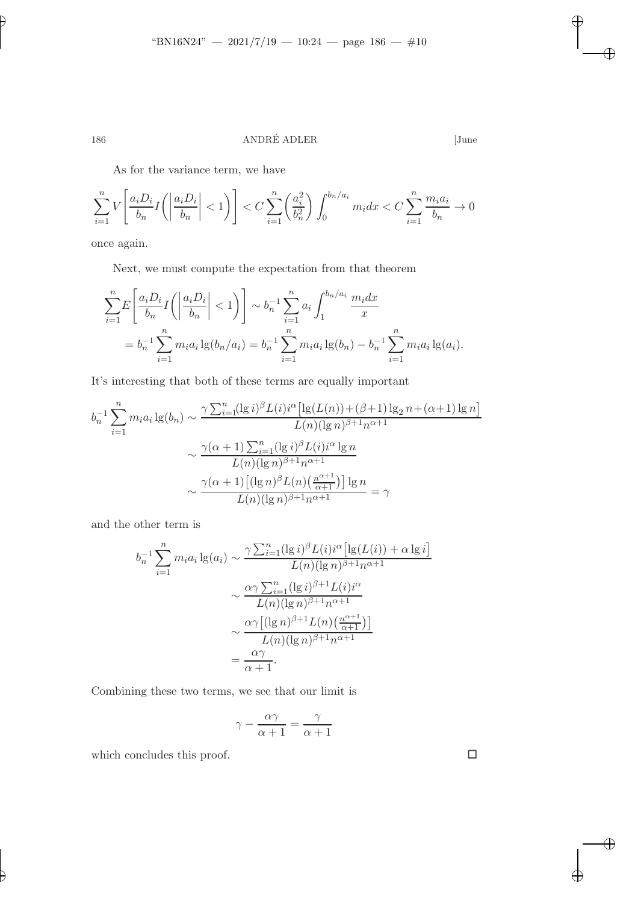As for the variance term, we have

$$\sum_{i=1}^{n} V\left[\frac{a_i D_i}{b_n} I\left(\left|\frac{a_i D_i}{b_n}\right| < 1\right)\right] < C\sum_{i=1}^{n}\left(\frac{a_i^2}{b_n^2}\right)\int_0^{b_n/a_i} m_i dx < C\sum_{i=1}^{n}\frac{m_i a_i}{b_n} \to 0$$

once again.

Next, we must compute the expectation from that theorem

$$\sum_{i=1}^{n} E\left[\frac{a_i D_i}{b_n} I\left(\left|\frac{a_i D_i}{b_n}\right| < 1\right)\right] \sim b_n^{-1}\sum_{i=1}^{n} a_i \int_1^{b_n/a_i} \frac{m_i dx}{x}$$

$$= b_n^{-1}\sum_{i=1}^{n} m_i a_i \lg(b_n/a_i) = b_n^{-1}\sum_{i=1}^{n} m_i a_i \lg(b_n) - b_n^{-1}\sum_{i=1}^{n} m_i a_i \lg(a_i).$$

It's interesting that both of these terms are equally important

$$\begin{aligned}
b_n^{-1}\sum_{i=1}^{n} m_i a_i \lg(b_n) &\sim \frac{\gamma\sum_{i=1}^{n}(\lg i)^\beta L(i) i^\alpha\big[\lg(L(n)) + (\beta+1)\lg_2 n + (\alpha+1)\lg n\big]}{L(n)(\lg n)^{\beta+1} n^{\alpha+1}} \\
&\sim \frac{\gamma(\alpha+1)\sum_{i=1}^{n}(\lg i)^\beta L(i) i^\alpha \lg n}{L(n)(\lg n)^{\beta+1} n^{\alpha+1}} \\
&\sim \frac{\gamma(\alpha+1)\big[(\lg n)^\beta L(n)\big(\frac{n^{\alpha+1}}{\alpha+1}\big)\big]\lg n}{L(n)(\lg n)^{\beta+1} n^{\alpha+1}} = \gamma
\end{aligned}$$

and the other term is

$$\begin{aligned}
b_n^{-1}\sum_{i=1}^{n} m_i a_i \lg(a_i) &\sim \frac{\gamma\sum_{i=1}^{n}(\lg i)^\beta L(i) i^\alpha\big[\lg(L(i)) + \alpha\lg i\big]}{L(n)(\lg n)^{\beta+1} n^{\alpha+1}} \\
&\sim \frac{\alpha\gamma\sum_{i=1}^{n}(\lg i)^{\beta+1} L(i) i^\alpha}{L(n)(\lg n)^{\beta+1} n^{\alpha+1}} \\
&\sim \frac{\alpha\gamma\big[(\lg n)^{\beta+1} L(n)\big(\frac{n^{\alpha+1}}{\alpha+1}\big)\big]}{L(n)(\lg n)^{\beta+1} n^{\alpha+1}} \\
&= \frac{\alpha\gamma}{\alpha+1}.
\end{aligned}$$

Combining these two terms, we see that our limit is

$$\gamma - \frac{\alpha\gamma}{\alpha+1} = \frac{\gamma}{\alpha+1}$$

which concludes this proof. □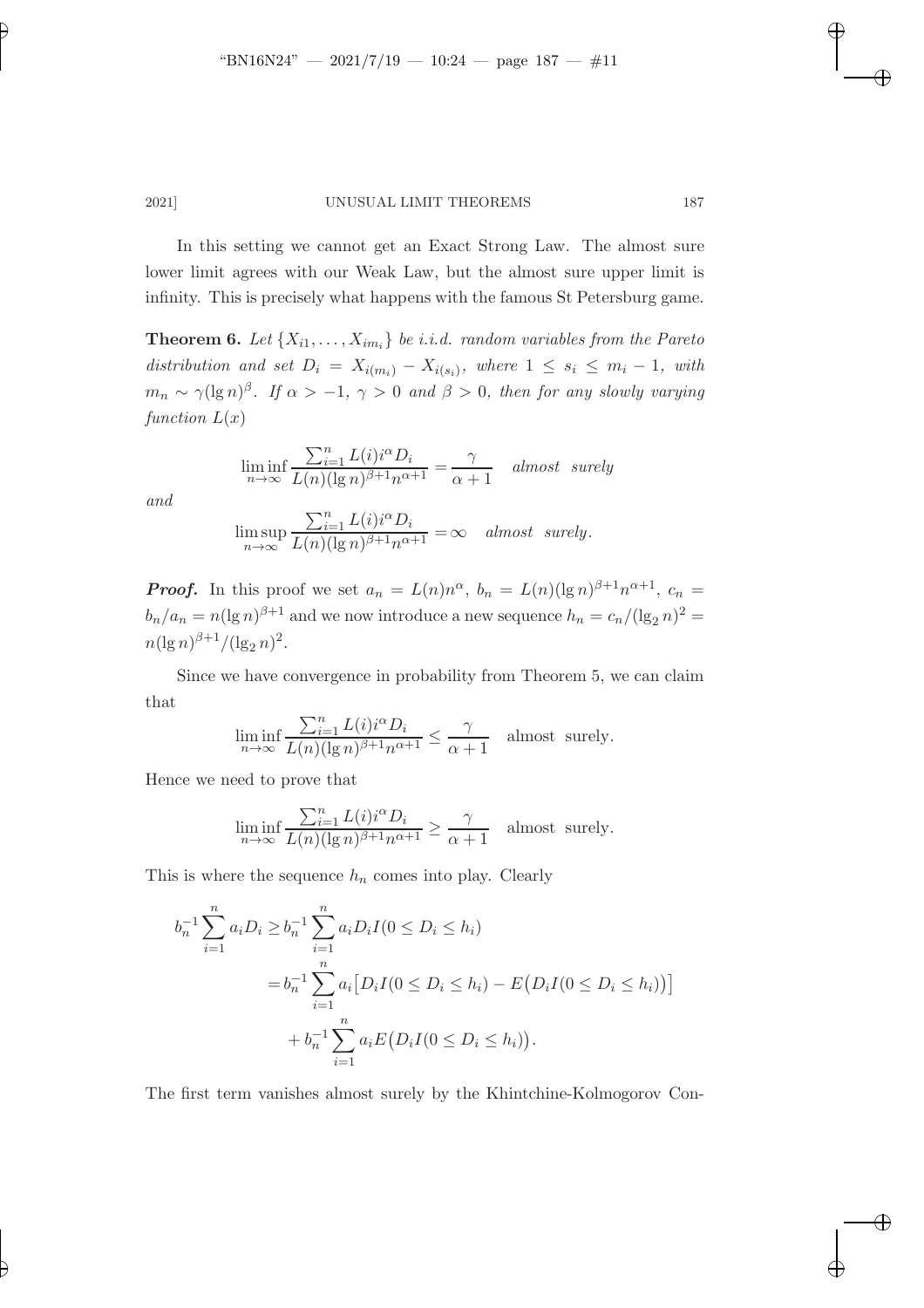In this setting we cannot get an Exact Strong Law. The almost sure lower limit agrees with our Weak Law, but the almost sure upper limit is infinity. This is precisely what happens with the famous St Petersburg game.

**Theorem 6.** *Let $\{X_{i1}, \ldots, X_{im_i}\}$ be i.i.d. random variables from the Pareto distribution and set $D_i = X_{i(m_i)} - X_{i(s_i)}$, where $1 \le s_i \le m_i - 1$, with $m_n \sim \gamma(\lg n)^\beta$. If $\alpha > -1$, $\gamma > 0$ and $\beta > 0$, then for any slowly varying function $L(x)$*

$$\liminf_{n\to\infty} \frac{\sum_{i=1}^n L(i) i^\alpha D_i}{L(n)(\lg n)^{\beta+1} n^{\alpha+1}} = \frac{\gamma}{\alpha+1} \quad \textit{almost surely}$$

*and*

$$\limsup_{n\to\infty} \frac{\sum_{i=1}^n L(i) i^\alpha D_i}{L(n)(\lg n)^{\beta+1} n^{\alpha+1}} = \infty \quad \textit{almost surely.}$$

***Proof.*** In this proof we set $a_n = L(n)n^\alpha$, $b_n = L(n)(\lg n)^{\beta+1}n^{\alpha+1}$, $c_n = b_n/a_n = n(\lg n)^{\beta+1}$ and we now introduce a new sequence $h_n = c_n/(\lg_2 n)^2 = n(\lg n)^{\beta+1}/(\lg_2 n)^2$.

Since we have convergence in probability from Theorem 5, we can claim that

$$\liminf_{n\to\infty} \frac{\sum_{i=1}^n L(i) i^\alpha D_i}{L(n)(\lg n)^{\beta+1} n^{\alpha+1}} \le \frac{\gamma}{\alpha+1} \quad \text{almost surely.}$$

Hence we need to prove that

$$\liminf_{n\to\infty} \frac{\sum_{i=1}^n L(i) i^\alpha D_i}{L(n)(\lg n)^{\beta+1} n^{\alpha+1}} \ge \frac{\gamma}{\alpha+1} \quad \text{almost surely.}$$

This is where the sequence $h_n$ comes into play. Clearly

$$\begin{aligned}
b_n^{-1}\sum_{i=1}^n a_i D_i \ge& \, b_n^{-1}\sum_{i=1}^n a_i D_i I(0 \le D_i \le h_i) \\
=& \, b_n^{-1}\sum_{i=1}^n a_i\big[D_i I(0 \le D_i \le h_i) - E\big(D_i I(0 \le D_i \le h_i)\big)\big] \\
&+ b_n^{-1}\sum_{i=1}^n a_i E\big(D_i I(0 \le D_i \le h_i)\big).
\end{aligned}$$

The first term vanishes almost surely by the Khintchine-Kolmogorov Con-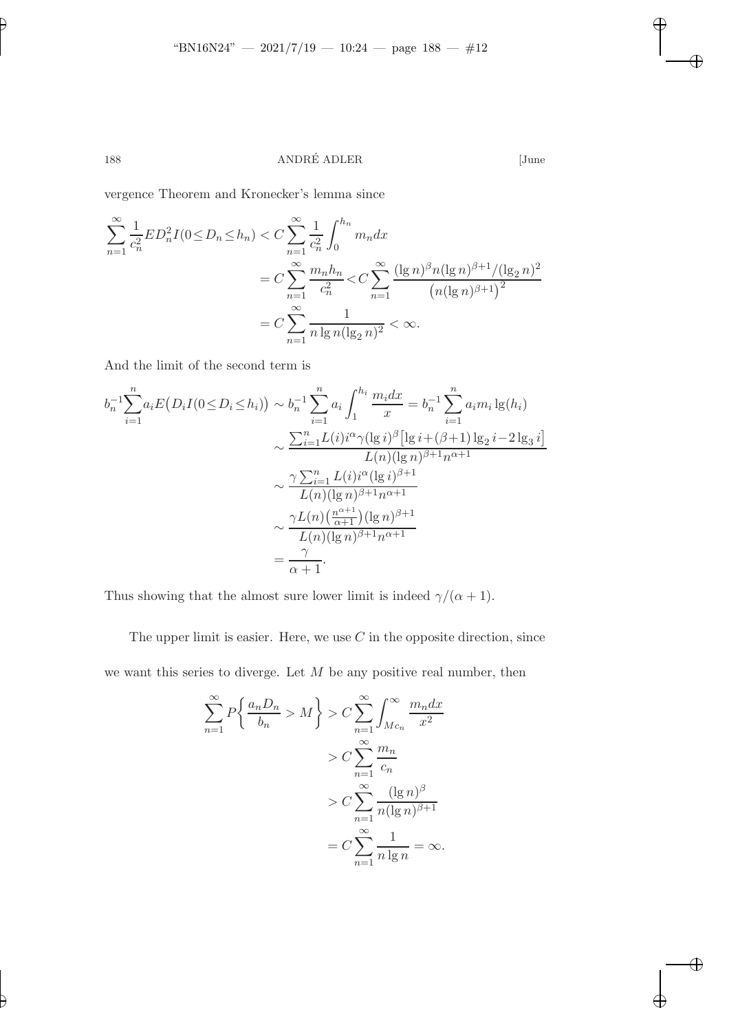vergence Theorem and Kronecker's lemma since

$$
\begin{aligned}
\sum_{n=1}^{\infty} \frac{1}{c_n^2} E D_n^2 I(0 \le D_n \le h_n) &< C \sum_{n=1}^{\infty} \frac{1}{c_n^2} \int_0^{h_n} m_n dx \\
&= C \sum_{n=1}^{\infty} \frac{m_n h_n}{c_n^2} < C \sum_{n=1}^{\infty} \frac{(\lg n)^{\beta} n (\lg n)^{\beta+1} / (\lg_2 n)^2}{\left(n(\lg n)^{\beta+1}\right)^2} \\
&= C \sum_{n=1}^{\infty} \frac{1}{n \lg n (\lg_2 n)^2} < \infty.
\end{aligned}
$$

And the limit of the second term is

$$
\begin{aligned}
b_n^{-1} \sum_{i=1}^{n} a_i E\big(D_i I(0 \le D_i \le h_i)\big) &\sim b_n^{-1} \sum_{i=1}^{n} a_i \int_1^{h_i} \frac{m_i dx}{x} = b_n^{-1} \sum_{i=1}^{n} a_i m_i \lg(h_i) \\
&\sim \frac{\sum_{i=1}^{n} L(i) i^{\alpha} \gamma (\lg i)^{\beta} \big[\lg i + (\beta+1) \lg_2 i - 2 \lg_3 i\big]}{L(n)(\lg n)^{\beta+1} n^{\alpha+1}} \\
&\sim \frac{\gamma \sum_{i=1}^{n} L(i) i^{\alpha} (\lg i)^{\beta+1}}{L(n)(\lg n)^{\beta+1} n^{\alpha+1}} \\
&\sim \frac{\gamma L(n) \big(\frac{n^{\alpha+1}}{\alpha+1}\big) (\lg n)^{\beta+1}}{L(n)(\lg n)^{\beta+1} n^{\alpha+1}} \\
&= \frac{\gamma}{\alpha+1}.
\end{aligned}
$$

Thus showing that the almost sure lower limit is indeed $\gamma/(\alpha+1)$.

The upper limit is easier. Here, we use $C$ in the opposite direction, since we want this series to diverge. Let $M$ be any positive real number, then

$$
\begin{aligned}
\sum_{n=1}^{\infty} P\left\{ \frac{a_n D_n}{b_n} > M \right\} &> C \sum_{n=1}^{\infty} \int_{Mc_n}^{\infty} \frac{m_n dx}{x^2} \\
&> C \sum_{n=1}^{\infty} \frac{m_n}{c_n} \\
&> C \sum_{n=1}^{\infty} \frac{(\lg n)^{\beta}}{n (\lg n)^{\beta+1}} \\
&= C \sum_{n=1}^{\infty} \frac{1}{n \lg n} = \infty.
\end{aligned}
$$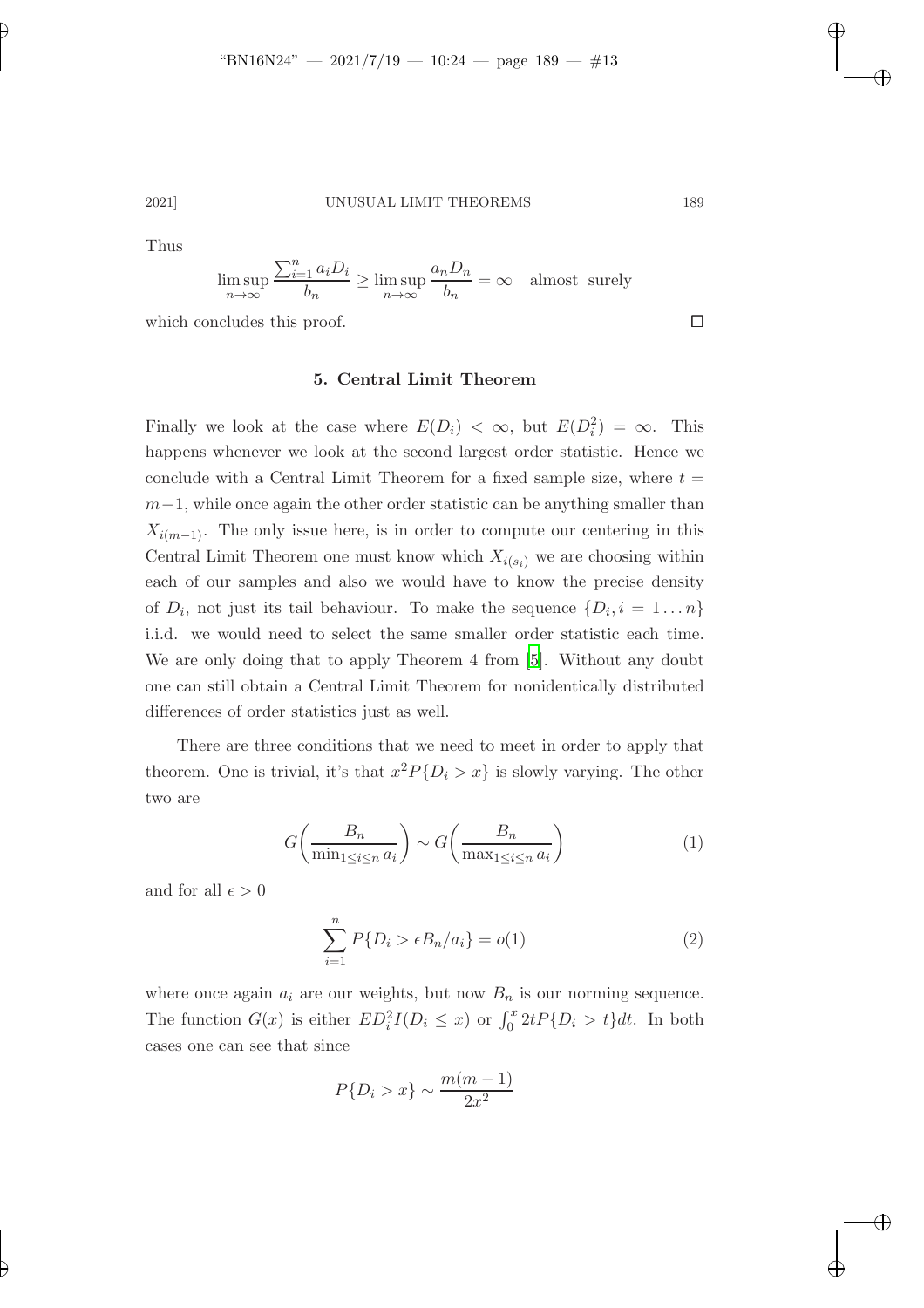Thus

$$\limsup_{n\to\infty} \frac{\sum_{i=1}^n a_i D_i}{b_n} \geq \limsup_{n\to\infty} \frac{a_n D_n}{b_n} = \infty \quad \text{almost surely}$$

which concludes this proof. $\square$

## 5. Central Limit Theorem

Finally we look at the case where $E(D_i) < \infty$, but $E(D_i^2) = \infty$. This happens whenever we look at the second largest order statistic. Hence we conclude with a Central Limit Theorem for a fixed sample size, where $t = m-1$, while once again the other order statistic can be anything smaller than $X_{i(m-1)}$. The only issue here, is in order to compute our centering in this Central Limit Theorem one must know which $X_{i(s_i)}$ we are choosing within each of our samples and also we would have to know the precise density of $D_i$, not just its tail behaviour. To make the sequence $\{D_i, i = 1 \ldots n\}$ i.i.d. we would need to select the same smaller order statistic each time. We are only doing that to apply Theorem 4 from [5]. Without any doubt one can still obtain a Central Limit Theorem for nonidentically distributed differences of order statistics just as well.

There are three conditions that we need to meet in order to apply that theorem. One is trivial, it's that $x^2 P\{D_i > x\}$ is slowly varying. The other two are

$$G\left(\frac{B_n}{\min_{1\leq i\leq n} a_i}\right) \sim G\left(\frac{B_n}{\max_{1\leq i\leq n} a_i}\right) \tag{1}$$

and for all $\epsilon > 0$

$$\sum_{i=1}^n P\{D_i > \epsilon B_n/a_i\} = o(1) \tag{2}$$

where once again $a_i$ are our weights, but now $B_n$ is our norming sequence. The function $G(x)$ is either $ED_i^2 I(D_i \leq x)$ or $\int_0^x 2tP\{D_i > t\}dt$. In both cases one can see that since

$$P\{D_i > x\} \sim \frac{m(m-1)}{2x^2}$$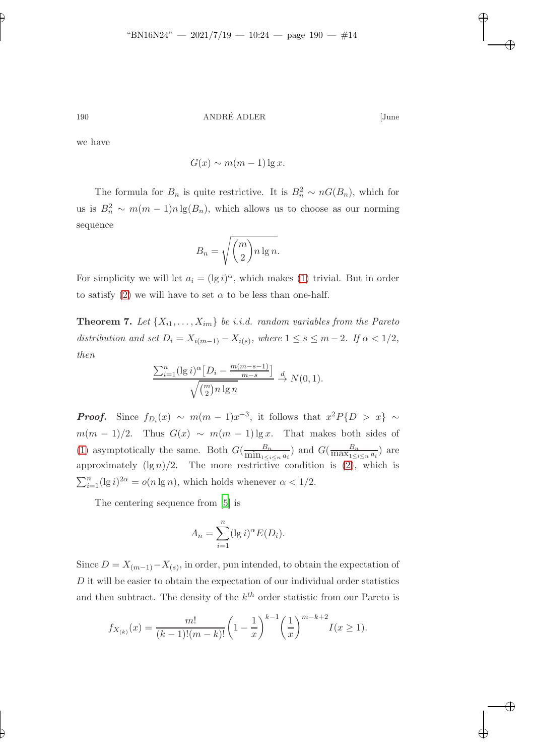we have

$$G(x) \sim m(m-1)\lg x.$$

The formula for $B_n$ is quite restrictive. It is $B_n^2 \sim nG(B_n)$, which for us is $B_n^2 \sim m(m-1)n\lg(B_n)$, which allows us to choose as our norming sequence

$$B_n = \sqrt{\binom{m}{2} n \lg n}.$$

For simplicity we will let $a_i = (\lg i)^\alpha$, which makes (1) trivial. But in order to satisfy (2) we will have to set $\alpha$ to be less than one-half.

**Theorem 7.** *Let $\{X_{i1}, \ldots, X_{im}\}$ be i.i.d. random variables from the Pareto distribution and set $D_i = X_{i(m-1)} - X_{i(s)}$, where $1 \leq s \leq m-2$. If $\alpha < 1/2$, then*

$$\frac{\sum_{i=1}^n (\lg i)^\alpha \big[D_i - \frac{m(m-s-1)}{m-s}\big]}{\sqrt{\binom{m}{2} n \lg n}} \xrightarrow{d} N(0,1).$$

***Proof.*** Since $f_{D_i}(x) \sim m(m-1)x^{-3}$, it follows that $x^2 P\{D > x\} \sim m(m-1)/2$. Thus $G(x) \sim m(m-1)\lg x$. That makes both sides of (1) asymptotically the same. Both $G(\frac{B_n}{\min_{1\leq i\leq n} a_i})$ and $G(\frac{B_n}{\max_{1\leq i\leq n} a_i})$ are approximately $(\lg n)/2$. The more restrictive condition is (2), which is $\sum_{i=1}^n (\lg i)^{2\alpha} = o(n \lg n)$, which holds whenever $\alpha < 1/2$.

The centering sequence from [5] is

$$A_n = \sum_{i=1}^n (\lg i)^\alpha E(D_i).$$

Since $D = X_{(m-1)} - X_{(s)}$, in order, pun intended, to obtain the expectation of $D$ it will be easier to obtain the expectation of our individual order statistics and then subtract. The density of the $k^{th}$ order statistic from our Pareto is

$$f_{X_{(k)}}(x) = \frac{m!}{(k-1)!(m-k)!}\left(1 - \frac{1}{x}\right)^{k-1}\left(\frac{1}{x}\right)^{m-k+2} I(x \geq 1).$$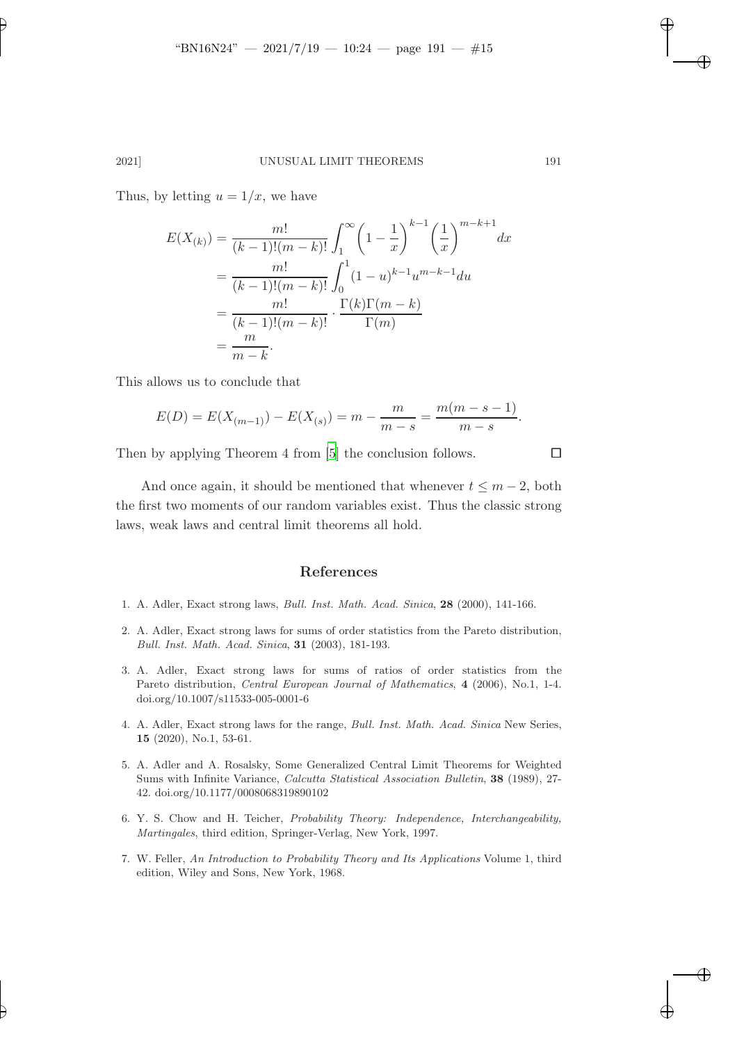Thus, by letting $u = 1/x$, we have

$$
\begin{aligned}
E(X_{(k)}) &= \frac{m!}{(k-1)!(m-k)!} \int_1^\infty \left(1 - \frac{1}{x}\right)^{k-1} \left(\frac{1}{x}\right)^{m-k+1} dx \\
&= \frac{m!}{(k-1)!(m-k)!} \int_0^1 (1-u)^{k-1} u^{m-k-1} du \\
&= \frac{m!}{(k-1)!(m-k)!} \cdot \frac{\Gamma(k)\Gamma(m-k)}{\Gamma(m)} \\
&= \frac{m}{m-k}.
\end{aligned}
$$

This allows us to conclude that

$$
E(D) = E(X_{(m-1)}) - E(X_{(s)}) = m - \frac{m}{m-s} = \frac{m(m-s-1)}{m-s}.
$$

Then by applying Theorem 4 from [5] the conclusion follows. □

And once again, it should be mentioned that whenever $t \leq m-2$, both the first two moments of our random variables exist. Thus the classic strong laws, weak laws and central limit theorems all hold.

## References

1. A. Adler, Exact strong laws, *Bull. Inst. Math. Acad. Sinica*, **28** (2000), 141-166.
2. A. Adler, Exact strong laws for sums of order statistics from the Pareto distribution, *Bull. Inst. Math. Acad. Sinica*, **31** (2003), 181-193.
3. A. Adler, Exact strong laws for sums of ratios of order statistics from the Pareto distribution, *Central European Journal of Mathematics*, **4** (2006), No.1, 1-4. doi.org/10.1007/s11533-005-0001-6
4. A. Adler, Exact strong laws for the range, *Bull. Inst. Math. Acad. Sinica* New Series, **15** (2020), No.1, 53-61.
5. A. Adler and A. Rosalsky, Some Generalized Central Limit Theorems for Weighted Sums with Infinite Variance, *Calcutta Statistical Association Bulletin*, **38** (1989), 27-42. doi.org/10.1177/0008068319890102
6. Y. S. Chow and H. Teicher, *Probability Theory: Independence, Interchangeability, Martingales*, third edition, Springer-Verlag, New York, 1997.
7. W. Feller, *An Introduction to Probability Theory and Its Applications* Volume 1, third edition, Wiley and Sons, New York, 1968.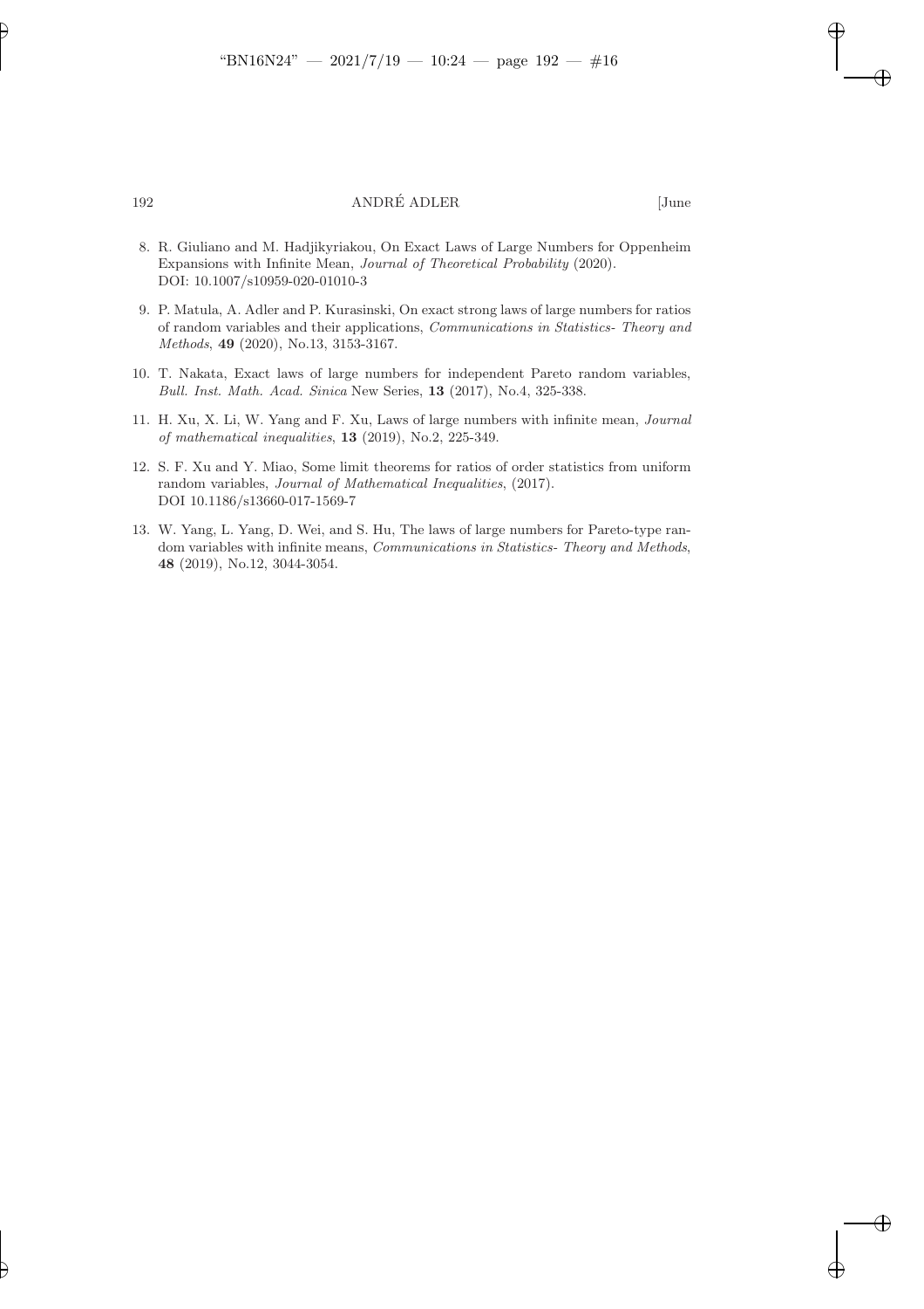8. R. Giuliano and M. Hadjikyriakou, On Exact Laws of Large Numbers for Oppenheim Expansions with Infinite Mean, *Journal of Theoretical Probability* (2020). DOI: 10.1007/s10959-020-01010-3

9. P. Matula, A. Adler and P. Kurasinski, On exact strong laws of large numbers for ratios of random variables and their applications, *Communications in Statistics- Theory and Methods*, **49** (2020), No.13, 3153-3167.

10. T. Nakata, Exact laws of large numbers for independent Pareto random variables, *Bull. Inst. Math. Acad. Sinica* New Series, **13** (2017), No.4, 325-338.

11. H. Xu, X. Li, W. Yang and F. Xu, Laws of large numbers with infinite mean, *Journal of mathematical inequalities*, **13** (2019), No.2, 225-349.

12. S. F. Xu and Y. Miao, Some limit theorems for ratios of order statistics from uniform random variables, *Journal of Mathematical Inequalities*, (2017). DOI 10.1186/s13660-017-1569-7

13. W. Yang, L. Yang, D. Wei, and S. Hu, The laws of large numbers for Pareto-type random variables with infinite means, *Communications in Statistics- Theory and Methods*, **48** (2019), No.12, 3044-3054.